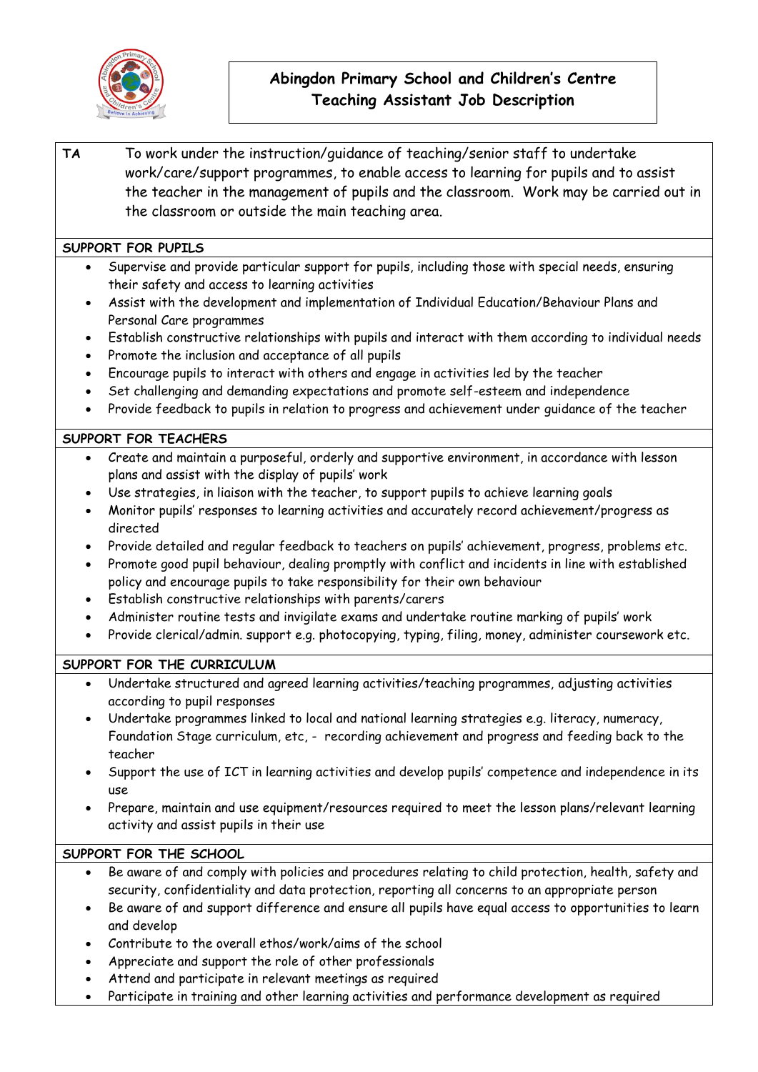# Abingdon Primary School and Children's Centre
## Teaching Assistant Job Description

**TA** To work under the instruction/guidance of teaching/senior staff to undertake work/care/support programmes, to enable access to learning for pupils and to assist the teacher in the management of pupils and the classroom. Work may be carried out in the classroom or outside the main teaching area.

**SUPPORT FOR PUPILS**

- Supervise and provide particular support for pupils, including those with special needs, ensuring their safety and access to learning activities
- Assist with the development and implementation of Individual Education/Behaviour Plans and Personal Care programmes
- Establish constructive relationships with pupils and interact with them according to individual needs
- Promote the inclusion and acceptance of all pupils
- Encourage pupils to interact with others and engage in activities led by the teacher
- Set challenging and demanding expectations and promote self-esteem and independence
- Provide feedback to pupils in relation to progress and achievement under guidance of the teacher

**SUPPORT FOR TEACHERS**

- Create and maintain a purposeful, orderly and supportive environment, in accordance with lesson plans and assist with the display of pupils' work
- Use strategies, in liaison with the teacher, to support pupils to achieve learning goals
- Monitor pupils' responses to learning activities and accurately record achievement/progress as directed
- Provide detailed and regular feedback to teachers on pupils' achievement, progress, problems etc.
- Promote good pupil behaviour, dealing promptly with conflict and incidents in line with established policy and encourage pupils to take responsibility for their own behaviour
- Establish constructive relationships with parents/carers
- Administer routine tests and invigilate exams and undertake routine marking of pupils' work
- Provide clerical/admin. support e.g. photocopying, typing, filing, money, administer coursework etc.

**SUPPORT FOR THE CURRICULUM**

- Undertake structured and agreed learning activities/teaching programmes, adjusting activities according to pupil responses
- Undertake programmes linked to local and national learning strategies e.g. literacy, numeracy, Foundation Stage curriculum, etc, - recording achievement and progress and feeding back to the teacher
- Support the use of ICT in learning activities and develop pupils' competence and independence in its use
- Prepare, maintain and use equipment/resources required to meet the lesson plans/relevant learning activity and assist pupils in their use

**SUPPORT FOR THE SCHOOL**

- Be aware of and comply with policies and procedures relating to child protection, health, safety and security, confidentiality and data protection, reporting all concerns to an appropriate person
- Be aware of and support difference and ensure all pupils have equal access to opportunities to learn and develop
- Contribute to the overall ethos/work/aims of the school
- Appreciate and support the role of other professionals
- Attend and participate in relevant meetings as required
- Participate in training and other learning activities and performance development as required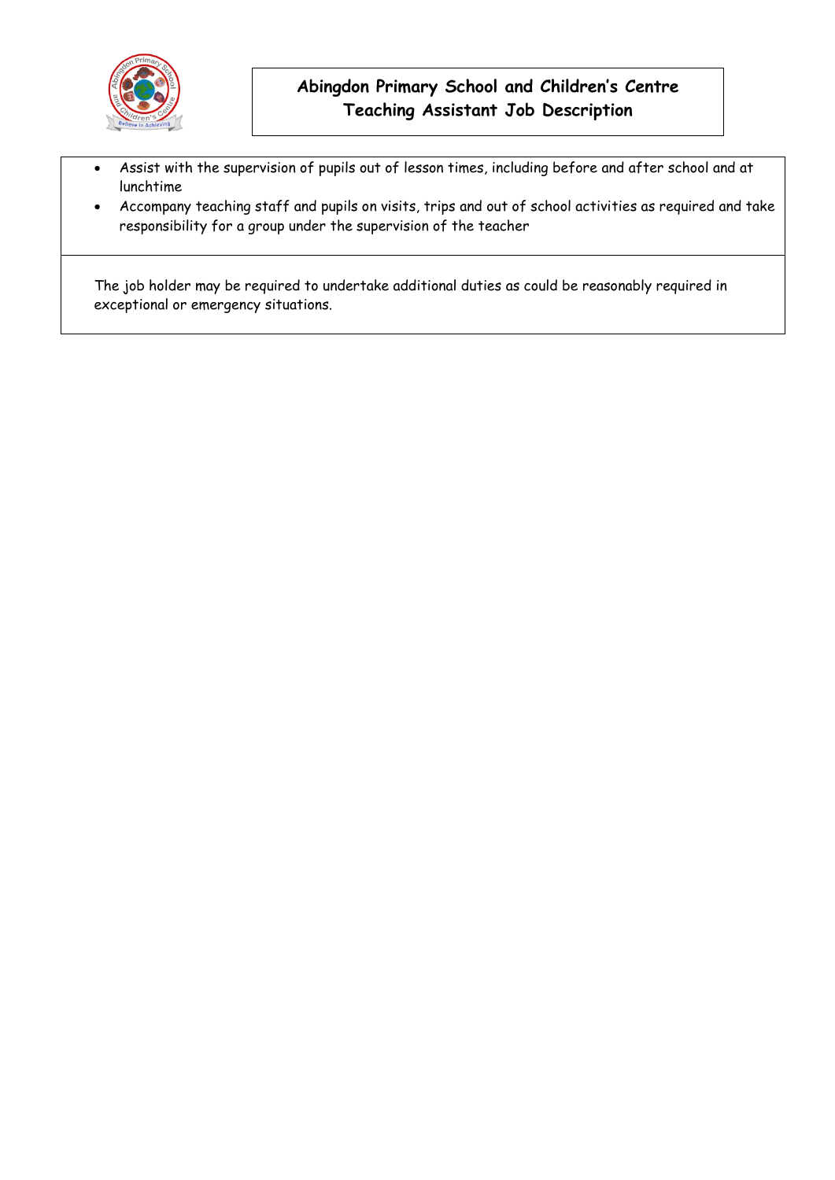# Abingdon Primary School and Children's Centre
# Teaching Assistant Job Description

- Assist with the supervision of pupils out of lesson times, including before and after school and at lunchtime
- Accompany teaching staff and pupils on visits, trips and out of school activities as required and take responsibility for a group under the supervision of the teacher

The job holder may be required to undertake additional duties as could be reasonably required in exceptional or emergency situations.